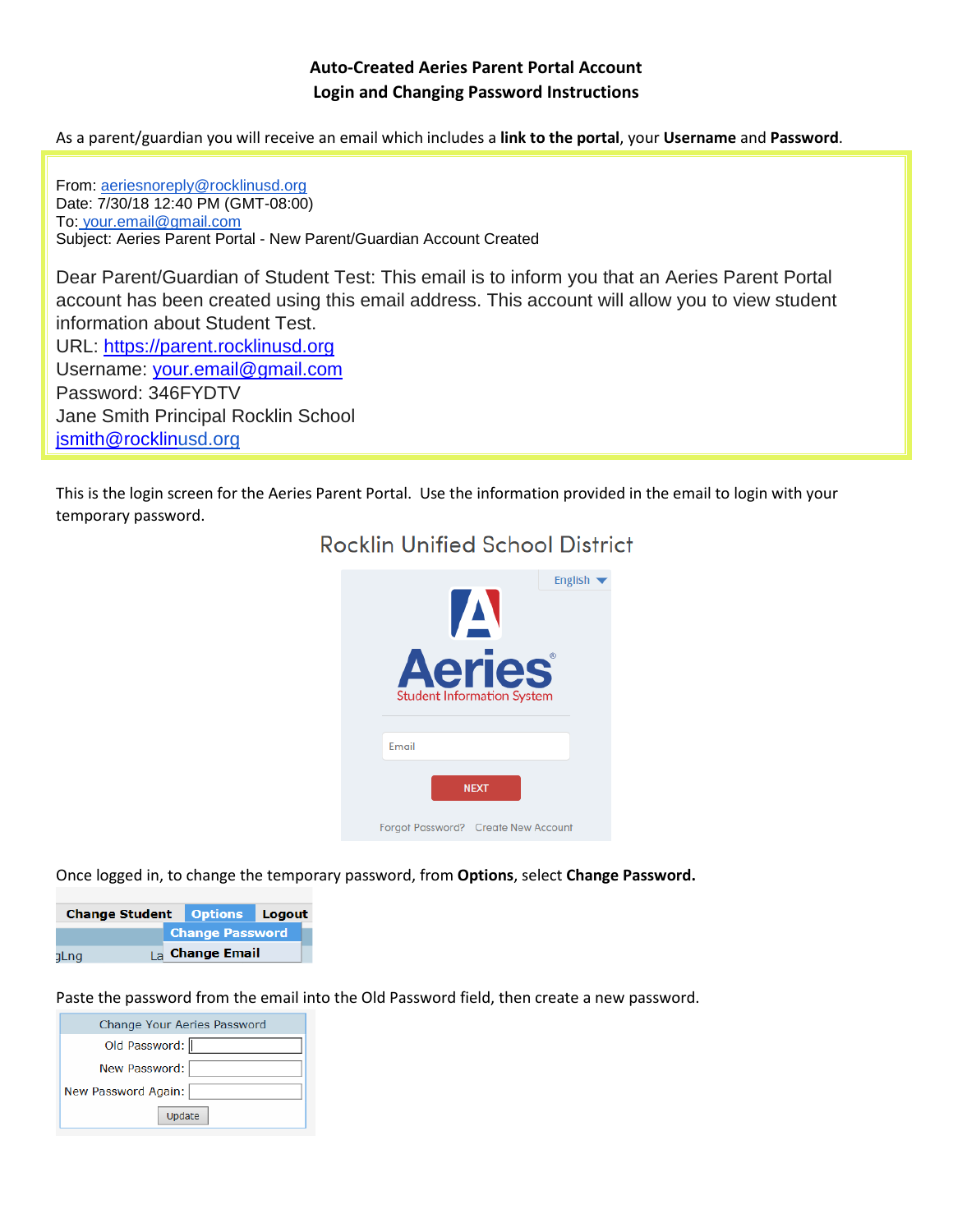**Auto-Created Aeries Parent Portal Account**
**Login and Changing Password Instructions**

As a parent/guardian you will receive an email which includes a **link to the portal**, your **Username** and **Password**.

> From: aeriesnoreply@rocklinusd.org
> Date: 7/30/18 12:40 PM (GMT-08:00)
> To: your.email@gmail.com
> Subject: Aeries Parent Portal - New Parent/Guardian Account Created
>
> Dear Parent/Guardian of Student Test: This email is to inform you that an Aeries Parent Portal account has been created using this email address. This account will allow you to view student information about Student Test.
> URL: https://parent.rocklinusd.org
> Username: your.email@gmail.com
> Password: 346FYDTV
> Jane Smith Principal Rocklin School
> jsmith@rocklinusd.org

This is the login screen for the Aeries Parent Portal. Use the information provided in the email to login with your temporary password.

Rocklin Unified School District

English

Aeries Student Information System

Email

NEXT

Forgot Password? Create New Account

Once logged in, to change the temporary password, from **Options**, select **Change Password.**

Change Student | Options | Logout

Change Password
Change Email

Paste the password from the email into the Old Password field, then create a new password.

Change Your Aeries Password

Old Password:
New Password:
New Password Again:

Update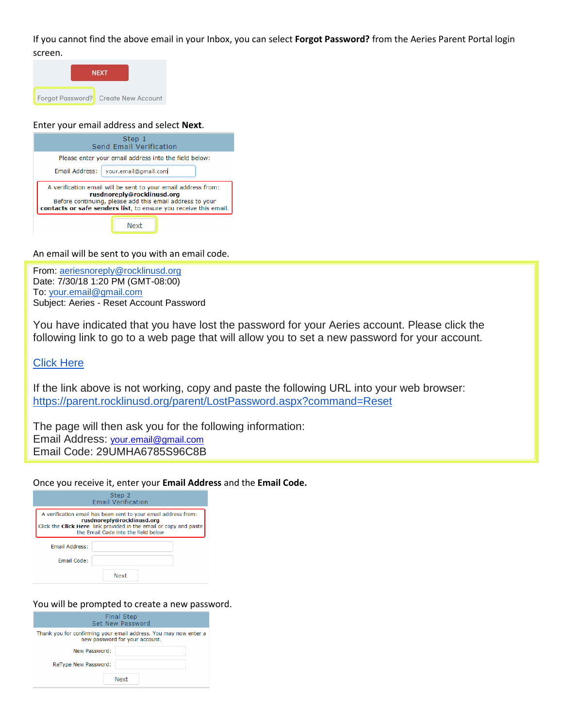If you cannot find the above email in your Inbox, you can select **Forgot Password?** from the Aeries Parent Portal login screen.

NEXT

Forgot Password? Create New Account

Enter your email address and select **Next**.

Step 1
Send Email Verification

Please enter your email address into the field below:

Email Address: your.email@gmail.com

A verification email will be sent to your email address from:
**rusdnoreply@rocklinusd.org**
Before continuing, please add this email address to your **contacts or safe senders list**, to ensure you receive this email.

Next

An email will be sent to you with an email code.

From: aeriesnoreply@rocklinusd.org
Date: 7/30/18 1:20 PM (GMT-08:00)
To: your.email@gmail.com
Subject: Aeries - Reset Account Password

You have indicated that you have lost the password for your Aeries account. Please click the following link to go to a web page that will allow you to set a new password for your account.

Click Here

If the link above is not working, copy and paste the following URL into your web browser:
https://parent.rocklinusd.org/parent/LostPassword.aspx?command=Reset

The page will then ask you for the following information:
Email Address: your.email@gmail.com
Email Code: 29UMHA6785S96C8B

Once you receive it, enter your **Email Address** and the **Email Code.**

Step 2
Email Verification

A verification email has been sent to your email address from:
**rusdnoreply@rocklinusd.org**
Click the **Click Here** link provided in the email or copy and paste the Email Code into the field below

Email Address:

Email Code:

Next

You will be prompted to create a new password.

Final Step
Set New Password

Thank you for confirming your email address. You may now enter a new password for your account.

New Password:

ReType New Password:

Next